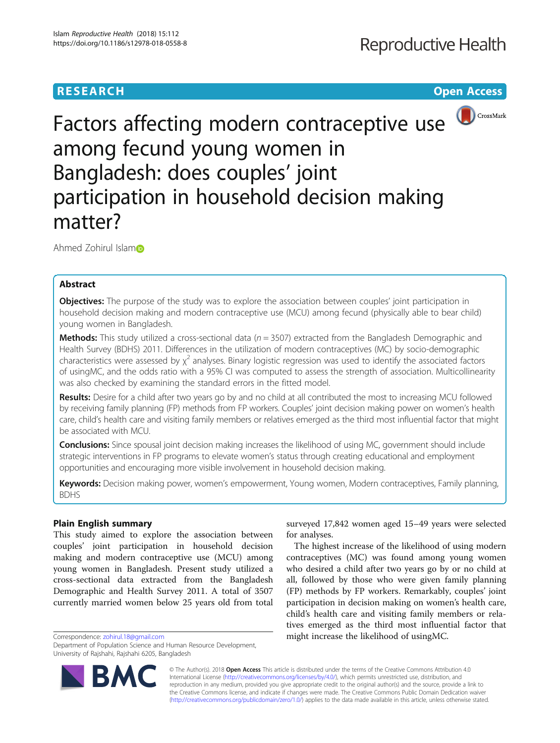RESEARCH

Open Access

# Factors affecting modern contraceptive use among fecund young women in Bangladesh: does couples' joint participation in household decision making matter?

Ahmed Zohirul Islam

## Abstract

**Objectives:** The purpose of the study was to explore the association between couples' joint participation in household decision making and modern contraceptive use (MCU) among fecund (physically able to bear child) young women in Bangladesh.

**Methods:** This study utilized a cross-sectional data ($n = 3507$) extracted from the Bangladesh Demographic and Health Survey (BDHS) 2011. Differences in the utilization of modern contraceptives (MC) by socio-demographic characteristics were assessed by $\chi^2$ analyses. Binary logistic regression was used to identify the associated factors of usingMC, and the odds ratio with a 95% CI was computed to assess the strength of association. Multicollinearity was also checked by examining the standard errors in the fitted model.

**Results:** Desire for a child after two years go by and no child at all contributed the most to increasing MCU followed by receiving family planning (FP) methods from FP workers. Couples' joint decision making power on women's health care, child's health care and visiting family members or relatives emerged as the third most influential factor that might be associated with MCU.

**Conclusions:** Since spousal joint decision making increases the likelihood of using MC, government should include strategic interventions in FP programs to elevate women's status through creating educational and employment opportunities and encouraging more visible involvement in household decision making.

**Keywords:** Decision making power, women's empowerment, Young women, Modern contraceptives, Family planning, BDHS

## Plain English summary

This study aimed to explore the association between couples' joint participation in household decision making and modern contraceptive use (MCU) among young women in Bangladesh. Present study utilized a cross-sectional data extracted from the Bangladesh Demographic and Health Survey 2011. A total of 3507 currently married women below 25 years old from total surveyed 17,842 women aged 15–49 years were selected for analyses.

The highest increase of the likelihood of using modern contraceptives (MC) was found among young women who desired a child after two years go by or no child at all, followed by those who were given family planning (FP) methods by FP workers. Remarkably, couples' joint participation in decision making on women's health care, child's health care and visiting family members or relatives emerged as the third most influential factor that might increase the likelihood of usingMC.

Correspondence: zohirul.18@gmail.com
Department of Population Science and Human Resource Development, University of Rajshahi, Rajshahi 6205, Bangladesh

© The Author(s). 2018 **Open Access** This article is distributed under the terms of the Creative Commons Attribution 4.0 International License (http://creativecommons.org/licenses/by/4.0/), which permits unrestricted use, distribution, and reproduction in any medium, provided you give appropriate credit to the original author(s) and the source, provide a link to the Creative Commons license, and indicate if changes were made. The Creative Commons Public Domain Dedication waiver (http://creativecommons.org/publicdomain/zero/1.0/) applies to the data made available in this article, unless otherwise stated.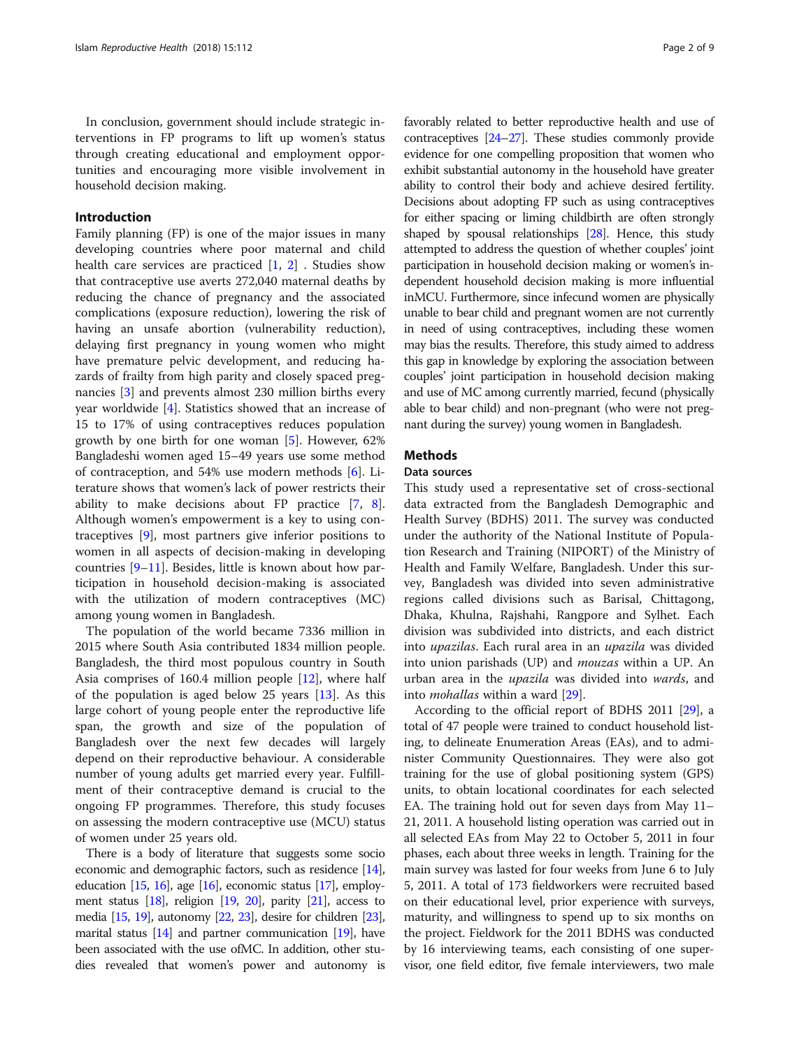In conclusion, government should include strategic interventions in FP programs to lift up women's status through creating educational and employment opportunities and encouraging more visible involvement in household decision making.

## Introduction

Family planning (FP) is one of the major issues in many developing countries where poor maternal and child health care services are practiced [1, 2] . Studies show that contraceptive use averts 272,040 maternal deaths by reducing the chance of pregnancy and the associated complications (exposure reduction), lowering the risk of having an unsafe abortion (vulnerability reduction), delaying first pregnancy in young women who might have premature pelvic development, and reducing hazards of frailty from high parity and closely spaced pregnancies [3] and prevents almost 230 million births every year worldwide [4]. Statistics showed that an increase of 15 to 17% of using contraceptives reduces population growth by one birth for one woman [5]. However, 62% Bangladeshi women aged 15–49 years use some method of contraception, and 54% use modern methods [6]. Literature shows that women's lack of power restricts their ability to make decisions about FP practice [7, 8]. Although women's empowerment is a key to using contraceptives [9], most partners give inferior positions to women in all aspects of decision-making in developing countries [9–11]. Besides, little is known about how participation in household decision-making is associated with the utilization of modern contraceptives (MC) among young women in Bangladesh.

The population of the world became 7336 million in 2015 where South Asia contributed 1834 million people. Bangladesh, the third most populous country in South Asia comprises of 160.4 million people [12], where half of the population is aged below 25 years [13]. As this large cohort of young people enter the reproductive life span, the growth and size of the population of Bangladesh over the next few decades will largely depend on their reproductive behaviour. A considerable number of young adults get married every year. Fulfillment of their contraceptive demand is crucial to the ongoing FP programmes. Therefore, this study focuses on assessing the modern contraceptive use (MCU) status of women under 25 years old.

There is a body of literature that suggests some socio economic and demographic factors, such as residence [14], education [15, 16], age [16], economic status [17], employment status [18], religion [19, 20], parity [21], access to media [15, 19], autonomy [22, 23], desire for children [23], marital status [14] and partner communication [19], have been associated with the use ofMC. In addition, other studies revealed that women's power and autonomy is favorably related to better reproductive health and use of contraceptives [24–27]. These studies commonly provide evidence for one compelling proposition that women who exhibit substantial autonomy in the household have greater ability to control their body and achieve desired fertility. Decisions about adopting FP such as using contraceptives for either spacing or liming childbirth are often strongly shaped by spousal relationships [28]. Hence, this study attempted to address the question of whether couples' joint participation in household decision making or women's independent household decision making is more influential inMCU. Furthermore, since infecund women are physically unable to bear child and pregnant women are not currently in need of using contraceptives, including these women may bias the results. Therefore, this study aimed to address this gap in knowledge by exploring the association between couples' joint participation in household decision making and use of MC among currently married, fecund (physically able to bear child) and non-pregnant (who were not pregnant during the survey) young women in Bangladesh.

## Methods

### Data sources

This study used a representative set of cross-sectional data extracted from the Bangladesh Demographic and Health Survey (BDHS) 2011. The survey was conducted under the authority of the National Institute of Population Research and Training (NIPORT) of the Ministry of Health and Family Welfare, Bangladesh. Under this survey, Bangladesh was divided into seven administrative regions called divisions such as Barisal, Chittagong, Dhaka, Khulna, Rajshahi, Rangpore and Sylhet. Each division was subdivided into districts, and each district into *upazilas*. Each rural area in an *upazila* was divided into union parishads (UP) and *mouzas* within a UP. An urban area in the *upazila* was divided into *wards*, and into *mohallas* within a ward [29].

According to the official report of BDHS 2011 [29], a total of 47 people were trained to conduct household listing, to delineate Enumeration Areas (EAs), and to administer Community Questionnaires. They were also got training for the use of global positioning system (GPS) units, to obtain locational coordinates for each selected EA. The training hold out for seven days from May 11–21, 2011. A household listing operation was carried out in all selected EAs from May 22 to October 5, 2011 in four phases, each about three weeks in length. Training for the main survey was lasted for four weeks from June 6 to July 5, 2011. A total of 173 fieldworkers were recruited based on their educational level, prior experience with surveys, maturity, and willingness to spend up to six months on the project. Fieldwork for the 2011 BDHS was conducted by 16 interviewing teams, each consisting of one supervisor, one field editor, five female interviewers, two male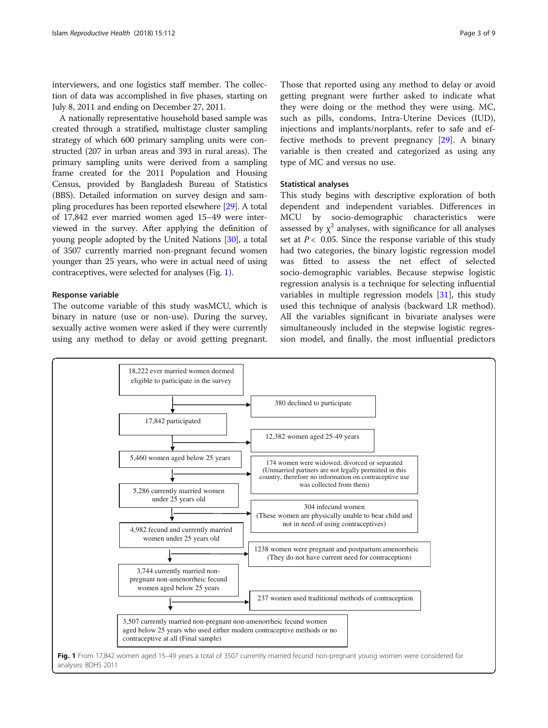interviewers, and one logistics staff member. The collection of data was accomplished in five phases, starting on July 8, 2011 and ending on December 27, 2011.

A nationally representative household based sample was created through a stratified, multistage cluster sampling strategy of which 600 primary sampling units were constructed (207 in urban areas and 393 in rural areas). The primary sampling units were derived from a sampling frame created for the 2011 Population and Housing Census, provided by Bangladesh Bureau of Statistics (BBS). Detailed information on survey design and sampling procedures has been reported elsewhere [29]. A total of 17,842 ever married women aged 15–49 were interviewed in the survey. After applying the definition of young people adopted by the United Nations [30], a total of 3507 currently married non-pregnant fecund women younger than 25 years, who were in actual need of using contraceptives, were selected for analyses (Fig. 1).

### Response variable

The outcome variable of this study wasMCU, which is binary in nature (use or non-use). During the survey, sexually active women were asked if they were currently using any method to delay or avoid getting pregnant. Those that reported using any method to delay or avoid getting pregnant were further asked to indicate what they were doing or the method they were using. MC, such as pills, condoms, Intra-Uterine Devices (IUD), injections and implants/norplants, refer to safe and effective methods to prevent pregnancy [29]. A binary variable is then created and categorized as using any type of MC and versus no use.

### Statistical analyses

This study begins with descriptive exploration of both dependent and independent variables. Differences in MCU by socio-demographic characteristics were assessed by $\chi^2$ analyses, with significance for all analyses set at $P < 0.05$. Since the response variable of this study had two categories, the binary logistic regression model was fitted to assess the net effect of selected socio-demographic variables. Because stepwise logistic regression analysis is a technique for selecting influential variables in multiple regression models [31], this study used this technique of analysis (backward LR method). All the variables significant in bivariate analyses were simultaneously included in the stepwise logistic regression model, and finally, the most influential predictors

18,222 ever married women deemed eligible to participate in the survey → 380 declined to participate

17,842 participated → 12,382 women aged 25-49 years

5,460 women aged below 25 years → 174 women were widowed, divorced or separated (Unmarried partners are not legally permitted in this country, therefore no information on contraceptive use was collected from them)

5,286 currently married women under 25 years old → 304 infecund women (These women are physically unable to bear child and not in need of using contraceptives)

4,982 fecund and currently married women under 25 years old → 1238 women were pregnant and postpartum amenorrheic (They do not have current need for contraception)

3,744 currently married non-pregnant non-amenorrheic fecund women aged below 25 years → 237 women used traditional methods of contraception

3,507 currently married non-pregnant non-amenorrheic fecund women aged below 25 years who used either modern contraceptive methods or no contraceptive at all (Final sample)

**Fig. 1** From 17,842 women aged 15–49 years a total of 3507 currently married fecund non-pregnant young women were considered for analyses: BDHS 2011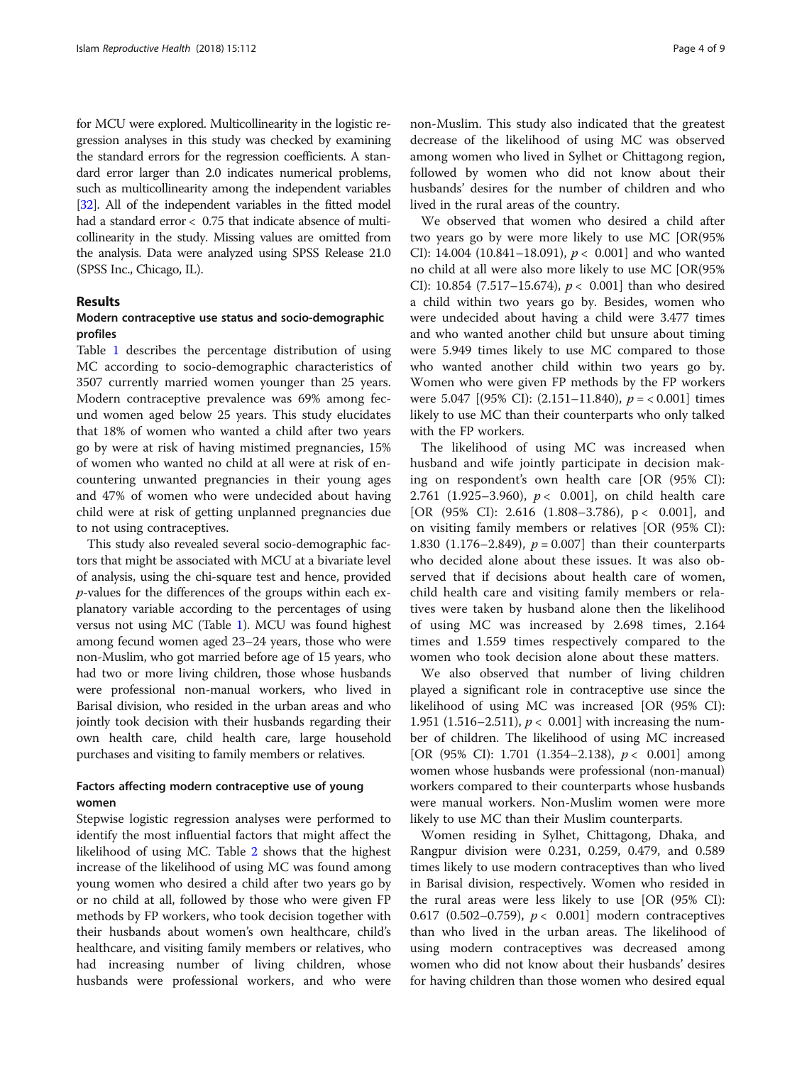for MCU were explored. Multicollinearity in the logistic regression analyses in this study was checked by examining the standard errors for the regression coefficients. A standard error larger than 2.0 indicates numerical problems, such as multicollinearity among the independent variables [32]. All of the independent variables in the fitted model had a standard error < 0.75 that indicate absence of multicollinearity in the study. Missing values are omitted from the analysis. Data were analyzed using SPSS Release 21.0 (SPSS Inc., Chicago, IL).

## Results

### Modern contraceptive use status and socio-demographic profiles

Table 1 describes the percentage distribution of using MC according to socio-demographic characteristics of 3507 currently married women younger than 25 years. Modern contraceptive prevalence was 69% among fecund women aged below 25 years. This study elucidates that 18% of women who wanted a child after two years go by were at risk of having mistimed pregnancies, 15% of women who wanted no child at all were at risk of encountering unwanted pregnancies in their young ages and 47% of women who were undecided about having child were at risk of getting unplanned pregnancies due to not using contraceptives.

This study also revealed several socio-demographic factors that might be associated with MCU at a bivariate level of analysis, using the chi-square test and hence, provided $p$-values for the differences of the groups within each explanatory variable according to the percentages of using versus not using MC (Table 1). MCU was found highest among fecund women aged 23–24 years, those who were non-Muslim, who got married before age of 15 years, who had two or more living children, those whose husbands were professional non-manual workers, who lived in Barisal division, who resided in the urban areas and who jointly took decision with their husbands regarding their own health care, child health care, large household purchases and visiting to family members or relatives.

### Factors affecting modern contraceptive use of young women

Stepwise logistic regression analyses were performed to identify the most influential factors that might affect the likelihood of using MC. Table 2 shows that the highest increase of the likelihood of using MC was found among young women who desired a child after two years go by or no child at all, followed by those who were given FP methods by FP workers, who took decision together with their husbands about women's own healthcare, child's healthcare, and visiting family members or relatives, who had increasing number of living children, whose husbands were professional workers, and who were non-Muslim. This study also indicated that the greatest decrease of the likelihood of using MC was observed among women who lived in Sylhet or Chittagong region, followed by women who did not know about their husbands' desires for the number of children and who lived in the rural areas of the country.

We observed that women who desired a child after two years go by were more likely to use MC [OR(95% CI): 14.004 (10.841–18.091), $p < 0.001$] and who wanted no child at all were also more likely to use MC [OR(95% CI): 10.854 (7.517–15.674), $p < 0.001$] than who desired a child within two years go by. Besides, women who were undecided about having a child were 3.477 times and who wanted another child but unsure about timing were 5.949 times likely to use MC compared to those who wanted another child within two years go by. Women who were given FP methods by the FP workers were 5.047 [(95% CI): (2.151–11.840), $p = < 0.001$] times likely to use MC than their counterparts who only talked with the FP workers.

The likelihood of using MC was increased when husband and wife jointly participate in decision making on respondent's own health care [OR (95% CI): 2.761 (1.925–3.960), $p < 0.001$], on child health care [OR (95% CI): 2.616 (1.808–3.786), $p < 0.001$], and on visiting family members or relatives [OR (95% CI): 1.830 (1.176–2.849), $p = 0.007$] than their counterparts who decided alone about these issues. It was also observed that if decisions about health care of women, child health care and visiting family members or relatives were taken by husband alone then the likelihood of using MC was increased by 2.698 times, 2.164 times and 1.559 times respectively compared to the women who took decision alone about these matters.

We also observed that number of living children played a significant role in contraceptive use since the likelihood of using MC was increased [OR (95% CI): 1.951 (1.516–2.511), $p < 0.001$] with increasing the number of children. The likelihood of using MC increased [OR (95% CI): 1.701 (1.354–2.138), $p < 0.001$] among women whose husbands were professional (non-manual) workers compared to their counterparts whose husbands were manual workers. Non-Muslim women were more likely to use MC than their Muslim counterparts.

Women residing in Sylhet, Chittagong, Dhaka, and Rangpur division were 0.231, 0.259, 0.479, and 0.589 times likely to use modern contraceptives than who lived in Barisal division, respectively. Women who resided in the rural areas were less likely to use [OR (95% CI): 0.617 (0.502–0.759), $p < 0.001$] modern contraceptives than who lived in the urban areas. The likelihood of using modern contraceptives was decreased among women who did not know about their husbands' desires for having children than those women who desired equal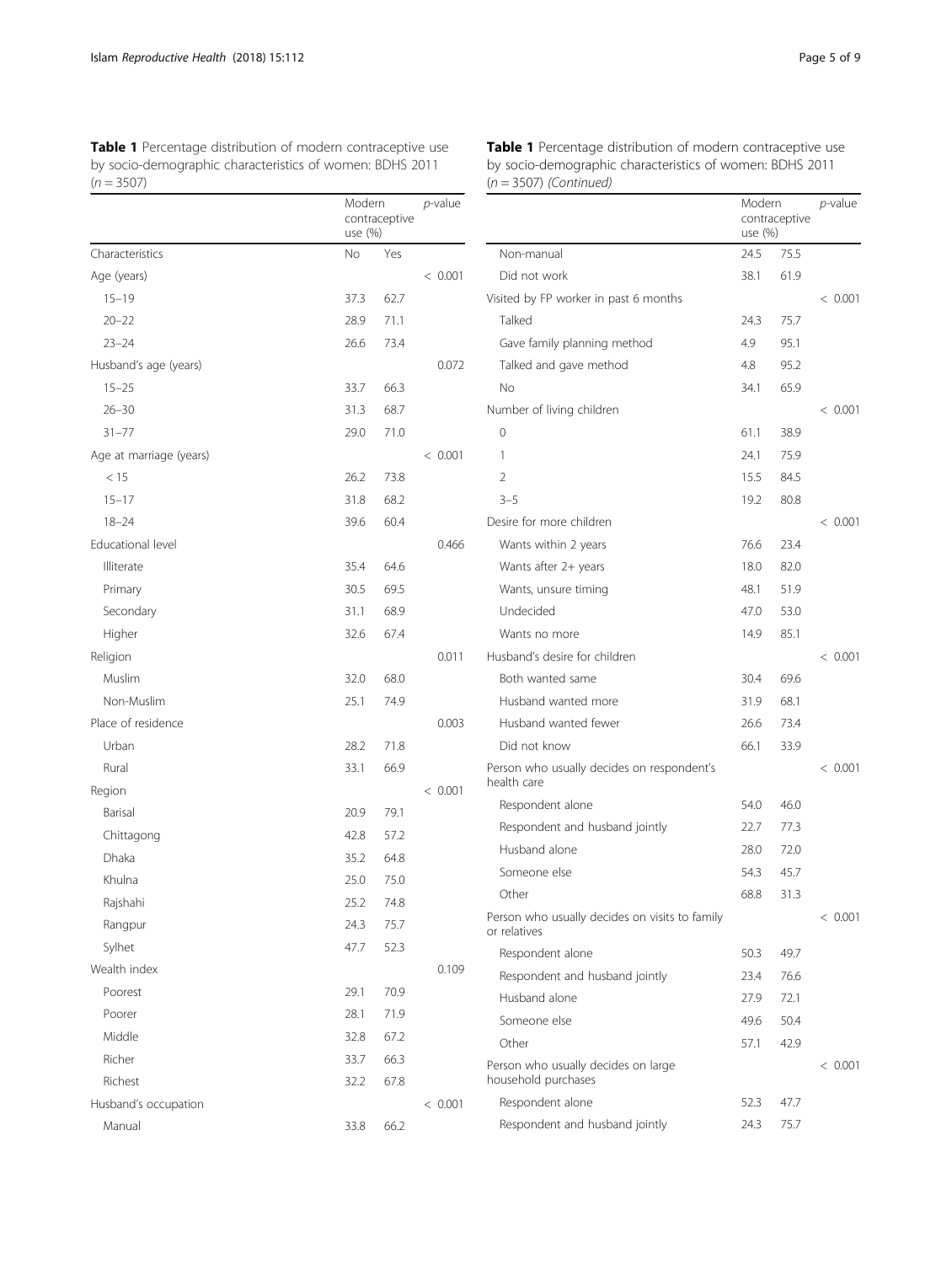**Table 1** Percentage distribution of modern contraceptive use by socio-demographic characteristics of women: BDHS 2011 ($n = 3507$)

| | Modern contraceptive use (%) | | *p*-value |
|---|---|---|---|
| Characteristics | No | Yes | |
| Age (years) | | | < 0.001 |
| 15–19 | 37.3 | 62.7 | |
| 20–22 | 28.9 | 71.1 | |
| 23–24 | 26.6 | 73.4 | |
| Husband's age (years) | | | 0.072 |
| 15–25 | 33.7 | 66.3 | |
| 26–30 | 31.3 | 68.7 | |
| 31–77 | 29.0 | 71.0 | |
| Age at marriage (years) | | | < 0.001 |
| < 15 | 26.2 | 73.8 | |
| 15–17 | 31.8 | 68.2 | |
| 18–24 | 39.6 | 60.4 | |
| Educational level | | | 0.466 |
| Illiterate | 35.4 | 64.6 | |
| Primary | 30.5 | 69.5 | |
| Secondary | 31.1 | 68.9 | |
| Higher | 32.6 | 67.4 | |
| Religion | | | 0.011 |
| Muslim | 32.0 | 68.0 | |
| Non-Muslim | 25.1 | 74.9 | |
| Place of residence | | | 0.003 |
| Urban | 28.2 | 71.8 | |
| Rural | 33.1 | 66.9 | |
| Region | | | < 0.001 |
| Barisal | 20.9 | 79.1 | |
| Chittagong | 42.8 | 57.2 | |
| Dhaka | 35.2 | 64.8 | |
| Khulna | 25.0 | 75.0 | |
| Rajshahi | 25.2 | 74.8 | |
| Rangpur | 24.3 | 75.7 | |
| Sylhet | 47.7 | 52.3 | |
| Wealth index | | | 0.109 |
| Poorest | 29.1 | 70.9 | |
| Poorer | 28.1 | 71.9 | |
| Middle | 32.8 | 67.2 | |
| Richer | 33.7 | 66.3 | |
| Richest | 32.2 | 67.8 | |
| Husband's occupation | | | < 0.001 |
| Manual | 33.8 | 66.2 | |
| Non-manual | 24.5 | 75.5 | |
| Did not work | 38.1 | 61.9 | |
| Visited by FP worker in past 6 months | | | < 0.001 |
| Talked | 24.3 | 75.7 | |
| Gave family planning method | 4.9 | 95.1 | |
| Talked and gave method | 4.8 | 95.2 | |
| No | 34.1 | 65.9 | |
| Number of living children | | | < 0.001 |
| 0 | 61.1 | 38.9 | |
| 1 | 24.1 | 75.9 | |
| 2 | 15.5 | 84.5 | |
| 3–5 | 19.2 | 80.8 | |
| Desire for more children | | | < 0.001 |
| Wants within 2 years | 76.6 | 23.4 | |
| Wants after 2+ years | 18.0 | 82.0 | |
| Wants, unsure timing | 48.1 | 51.9 | |
| Undecided | 47.0 | 53.0 | |
| Wants no more | 14.9 | 85.1 | |
| Husband's desire for children | | | < 0.001 |
| Both wanted same | 30.4 | 69.6 | |
| Husband wanted more | 31.9 | 68.1 | |
| Husband wanted fewer | 26.6 | 73.4 | |
| Did not know | 66.1 | 33.9 | |
| Person who usually decides on respondent's health care | | | < 0.001 |
| Respondent alone | 54.0 | 46.0 | |
| Respondent and husband jointly | 22.7 | 77.3 | |
| Husband alone | 28.0 | 72.0 | |
| Someone else | 54.3 | 45.7 | |
| Other | 68.8 | 31.3 | |
| Person who usually decides on visits to family or relatives | | | < 0.001 |
| Respondent alone | 50.3 | 49.7 | |
| Respondent and husband jointly | 23.4 | 76.6 | |
| Husband alone | 27.9 | 72.1 | |
| Someone else | 49.6 | 50.4 | |
| Other | 57.1 | 42.9 | |
| Person who usually decides on large household purchases | | | < 0.001 |
| Respondent alone | 52.3 | 47.7 | |
| Respondent and husband jointly | 24.3 | 75.7 | |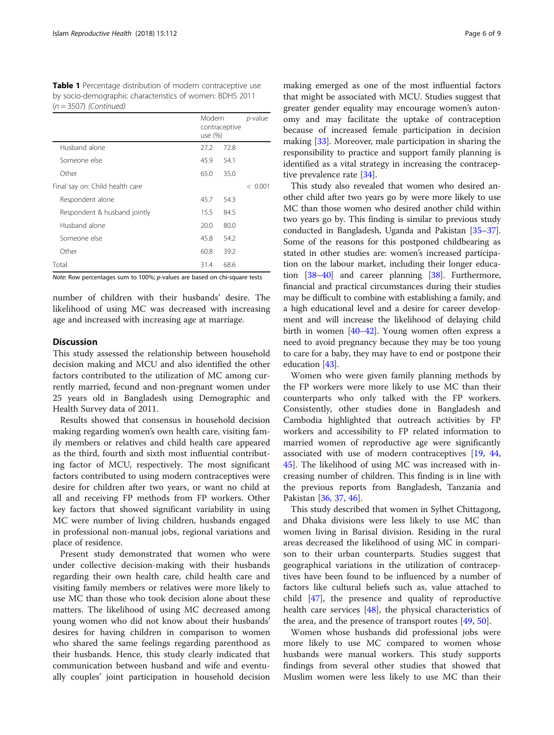**Table 1** Percentage distribution of modern contraceptive use by socio-demographic characteristics of women: BDHS 2011 (*n* = 3507) *(Continued)*

| | Modern contraceptive use (%) | | *p*-value |
|---|---|---|---|
| Husband alone | 27.2 | 72.8 | |
| Someone else | 45.9 | 54.1 | |
| Other | 65.0 | 35.0 | |
| Final say on: Child health care | | | < 0.001 |
| Respondent alone | 45.7 | 54.3 | |
| Respondent & husband jointly | 15.5 | 84.5 | |
| Husband alone | 20.0 | 80.0 | |
| Someone else | 45.8 | 54.2 | |
| Other | 60.8 | 39.2 | |
| Total | 31.4 | 68.6 | |

*Note*: Row percentages sum to 100%; *p*-values are based on chi-square tests

number of children with their husbands' desire. The likelihood of using MC was decreased with increasing age and increased with increasing age at marriage.

## Discussion

This study assessed the relationship between household decision making and MCU and also identified the other factors contributed to the utilization of MC among currently married, fecund and non-pregnant women under 25 years old in Bangladesh using Demographic and Health Survey data of 2011.

Results showed that consensus in household decision making regarding women's own health care, visiting family members or relatives and child health care appeared as the third, fourth and sixth most influential contributing factor of MCU, respectively. The most significant factors contributed to using modern contraceptives were desire for children after two years, or want no child at all and receiving FP methods from FP workers. Other key factors that showed significant variability in using MC were number of living children, husbands engaged in professional non-manual jobs, regional variations and place of residence.

Present study demonstrated that women who were under collective decision-making with their husbands regarding their own health care, child health care and visiting family members or relatives were more likely to use MC than those who took decision alone about these matters. The likelihood of using MC decreased among young women who did not know about their husbands' desires for having children in comparison to women who shared the same feelings regarding parenthood as their husbands. Hence, this study clearly indicated that communication between husband and wife and eventually couples' joint participation in household decision making emerged as one of the most influential factors that might be associated with MCU. Studies suggest that greater gender equality may encourage women's autonomy and may facilitate the uptake of contraception because of increased female participation in decision making [33]. Moreover, male participation in sharing the responsibility to practice and support family planning is identified as a vital strategy in increasing the contraceptive prevalence rate [34].

This study also revealed that women who desired another child after two years go by were more likely to use MC than those women who desired another child within two years go by. This finding is similar to previous study conducted in Bangladesh, Uganda and Pakistan [35–37]. Some of the reasons for this postponed childbearing as stated in other studies are: women's increased participation on the labour market, including their longer education [38–40] and career planning [38]. Furthermore, financial and practical circumstances during their studies may be difficult to combine with establishing a family, and a high educational level and a desire for career development and will increase the likelihood of delaying child birth in women [40–42]. Young women often express a need to avoid pregnancy because they may be too young to care for a baby, they may have to end or postpone their education [43].

Women who were given family planning methods by the FP workers were more likely to use MC than their counterparts who only talked with the FP workers. Consistently, other studies done in Bangladesh and Cambodia highlighted that outreach activities by FP workers and accessibility to FP related information to married women of reproductive age were significantly associated with use of modern contraceptives [19, 44, 45]. The likelihood of using MC was increased with increasing number of children. This finding is in line with the previous reports from Bangladesh, Tanzania and Pakistan [36, 37, 46].

This study described that women in Sylhet Chittagong, and Dhaka divisions were less likely to use MC than women living in Barisal division. Residing in the rural areas decreased the likelihood of using MC in comparison to their urban counterparts. Studies suggest that geographical variations in the utilization of contraceptives have been found to be influenced by a number of factors like cultural beliefs such as, value attached to child [47], the presence and quality of reproductive health care services [48], the physical characteristics of the area, and the presence of transport routes [49, 50].

Women whose husbands did professional jobs were more likely to use MC compared to women whose husbands were manual workers. This study supports findings from several other studies that showed that Muslim women were less likely to use MC than their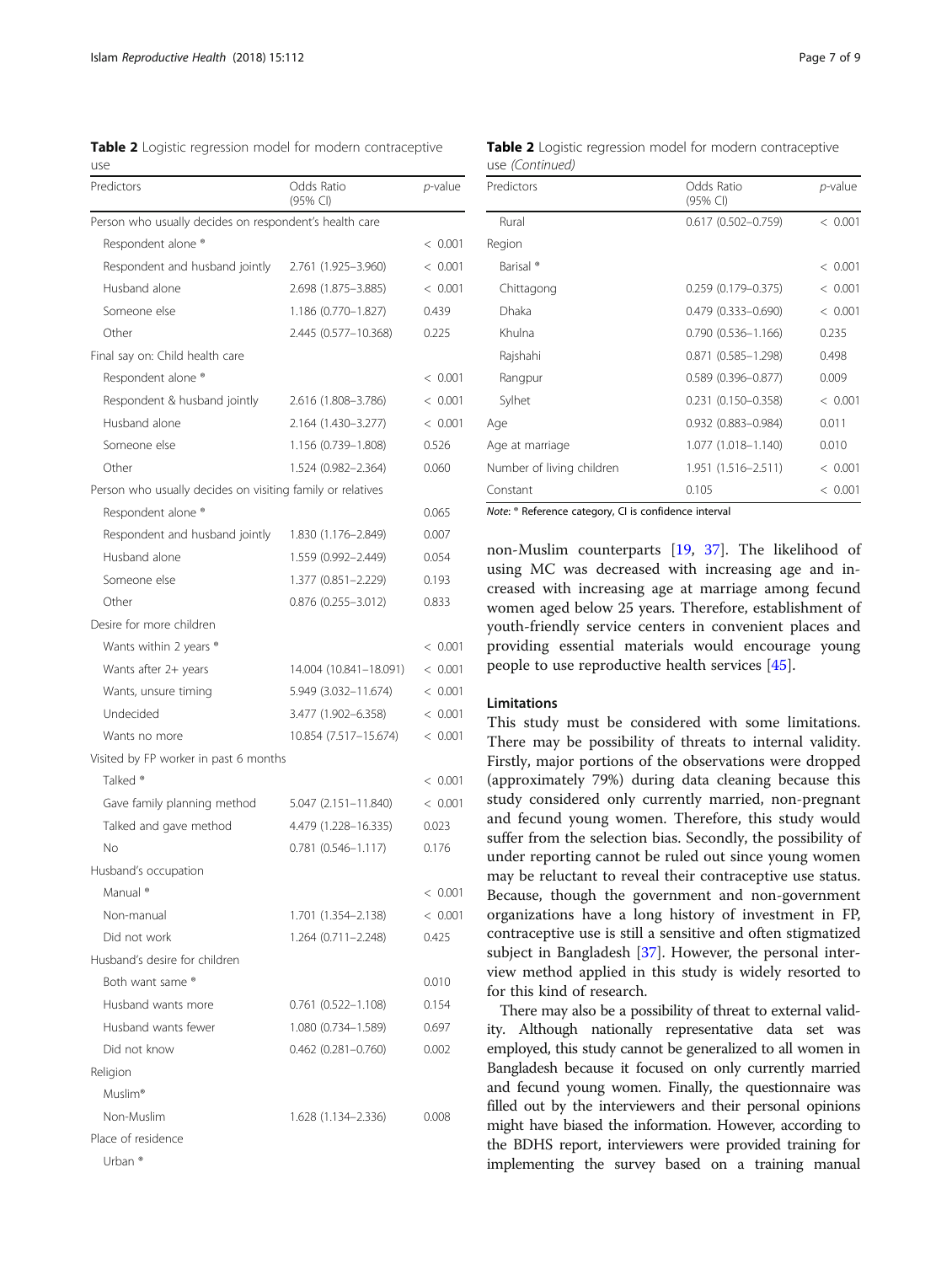**Table 2** Logistic regression model for modern contraceptive use

| Predictors | Odds Ratio (95% CI) | *p*-value |
|---|---|---|
| Person who usually decides on respondent's health care | | |
| Respondent alone ® | | < 0.001 |
| Respondent and husband jointly | 2.761 (1.925–3.960) | < 0.001 |
| Husband alone | 2.698 (1.875–3.885) | < 0.001 |
| Someone else | 1.186 (0.770–1.827) | 0.439 |
| Other | 2.445 (0.577–10.368) | 0.225 |
| Final say on: Child health care | | |
| Respondent alone ® | | < 0.001 |
| Respondent & husband jointly | 2.616 (1.808–3.786) | < 0.001 |
| Husband alone | 2.164 (1.430–3.277) | < 0.001 |
| Someone else | 1.156 (0.739–1.808) | 0.526 |
| Other | 1.524 (0.982–2.364) | 0.060 |
| Person who usually decides on visiting family or relatives | | |
| Respondent alone ® | | 0.065 |
| Respondent and husband jointly | 1.830 (1.176–2.849) | 0.007 |
| Husband alone | 1.559 (0.992–2.449) | 0.054 |
| Someone else | 1.377 (0.851–2.229) | 0.193 |
| Other | 0.876 (0.255–3.012) | 0.833 |
| Desire for more children | | |
| Wants within 2 years ® | | < 0.001 |
| Wants after 2+ years | 14.004 (10.841–18.091) | < 0.001 |
| Wants, unsure timing | 5.949 (3.032–11.674) | < 0.001 |
| Undecided | 3.477 (1.902–6.358) | < 0.001 |
| Wants no more | 10.854 (7.517–15.674) | < 0.001 |
| Visited by FP worker in past 6 months | | |
| Talked ® | | < 0.001 |
| Gave family planning method | 5.047 (2.151–11.840) | < 0.001 |
| Talked and gave method | 4.479 (1.228–16.335) | 0.023 |
| No | 0.781 (0.546–1.117) | 0.176 |
| Husband's occupation | | |
| Manual ® | | < 0.001 |
| Non-manual | 1.701 (1.354–2.138) | < 0.001 |
| Did not work | 1.264 (0.711–2.248) | 0.425 |
| Husband's desire for children | | |
| Both want same ® | | 0.010 |
| Husband wants more | 0.761 (0.522–1.108) | 0.154 |
| Husband wants fewer | 1.080 (0.734–1.589) | 0.697 |
| Did not know | 0.462 (0.281–0.760) | 0.002 |
| Religion | | |
| Muslim® | | |
| Non-Muslim | 1.628 (1.134–2.336) | 0.008 |
| Place of residence | | |
| Urban ® | | |
| Rural | 0.617 (0.502–0.759) | < 0.001 |
| Region | | |
| Barisal ® | | < 0.001 |
| Chittagong | 0.259 (0.179–0.375) | < 0.001 |
| Dhaka | 0.479 (0.333–0.690) | < 0.001 |
| Khulna | 0.790 (0.536–1.166) | 0.235 |
| Rajshahi | 0.871 (0.585–1.298) | 0.498 |
| Rangpur | 0.589 (0.396–0.877) | 0.009 |
| Sylhet | 0.231 (0.150–0.358) | < 0.001 |
| Age | 0.932 (0.883–0.984) | 0.011 |
| Age at marriage | 1.077 (1.018–1.140) | 0.010 |
| Number of living children | 1.951 (1.516–2.511) | < 0.001 |
| Constant | 0.105 | < 0.001 |

Note: ® Reference category, CI is confidence interval

non-Muslim counterparts [19, 37]. The likelihood of using MC was decreased with increasing age and increased with increasing age at marriage among fecund women aged below 25 years. Therefore, establishment of youth-friendly service centers in convenient places and providing essential materials would encourage young people to use reproductive health services [45].

## Limitations

This study must be considered with some limitations. There may be possibility of threats to internal validity. Firstly, major portions of the observations were dropped (approximately 79%) during data cleaning because this study considered only currently married, non-pregnant and fecund young women. Therefore, this study would suffer from the selection bias. Secondly, the possibility of under reporting cannot be ruled out since young women may be reluctant to reveal their contraceptive use status. Because, though the government and non-government organizations have a long history of investment in FP, contraceptive use is still a sensitive and often stigmatized subject in Bangladesh [37]. However, the personal interview method applied in this study is widely resorted to for this kind of research.

There may also be a possibility of threat to external validity. Although nationally representative data set was employed, this study cannot be generalized to all women in Bangladesh because it focused on only currently married and fecund young women. Finally, the questionnaire was filled out by the interviewers and their personal opinions might have biased the information. However, according to the BDHS report, interviewers were provided training for implementing the survey based on a training manual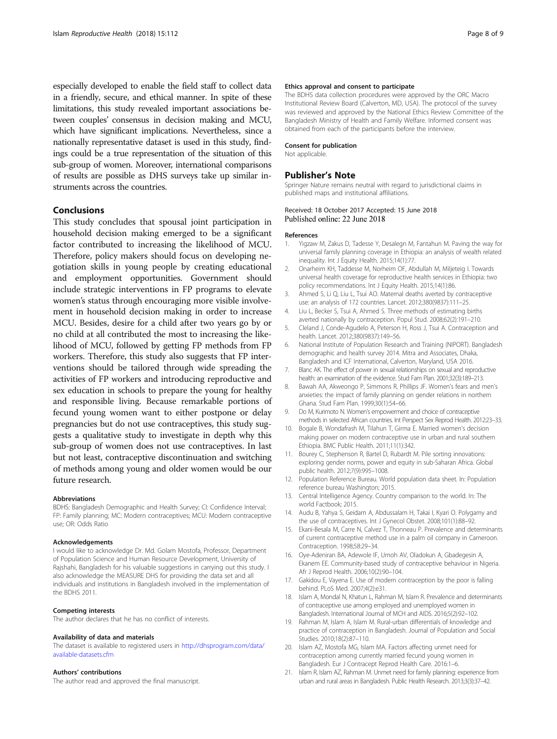especially developed to enable the field staff to collect data in a friendly, secure, and ethical manner. In spite of these limitations, this study revealed important associations between couples' consensus in decision making and MCU, which have significant implications. Nevertheless, since a nationally representative dataset is used in this study, findings could be a true representation of the situation of this sub-group of women. Moreover, international comparisons of results are possible as DHS surveys take up similar instruments across the countries.

## Conclusions

This study concludes that spousal joint participation in household decision making emerged to be a significant factor contributed to increasing the likelihood of MCU. Therefore, policy makers should focus on developing negotiation skills in young people by creating educational and employment opportunities. Government should include strategic interventions in FP programs to elevate women's status through encouraging more visible involvement in household decision making in order to increase MCU. Besides, desire for a child after two years go by or no child at all contributed the most to increasing the likelihood of MCU, followed by getting FP methods from FP workers. Therefore, this study also suggests that FP interventions should be tailored through wide spreading the activities of FP workers and introducing reproductive and sex education in schools to prepare the young for healthy and responsible living. Because remarkable portions of fecund young women want to either postpone or delay pregnancies but do not use contraceptives, this study suggests a qualitative study to investigate in depth why this sub-group of women does not use contraceptives. In last but not least, contraceptive discontinuation and switching of methods among young and older women would be our future research.

#### Abbreviations

BDHS: Bangladesh Demographic and Health Survey; CI: Confidence Interval; FP: Family planning; MC: Modern contraceptives; MCU: Modern contraceptive use; OR: Odds Ratio

#### Acknowledgements

I would like to acknowledge Dr. Md. Golam Mostofa, Professor, Department of Population Science and Human Resource Development, University of Rajshahi, Bangladesh for his valuable suggestions in carrying out this study. I also acknowledge the MEASURE DHS for providing the data set and all individuals and institutions in Bangladesh involved in the implementation of the BDHS 2011.

#### Competing interests

The author declares that he has no conflict of interests.

#### Availability of data and materials

The dataset is available to registered users in http://dhsprogram.com/data/available-datasets.cfm

#### Authors' contributions

The author read and approved the final manuscript.

#### Ethics approval and consent to participate

The BDHS data collection procedures were approved by the ORC Macro Institutional Review Board (Calverton, MD, USA). The protocol of the survey was reviewed and approved by the National Ethics Review Committee of the Bangladesh Ministry of Health and Family Welfare. Informed consent was obtained from each of the participants before the interview.

#### Consent for publication

Not applicable.

## Publisher's Note

Springer Nature remains neutral with regard to jurisdictional claims in published maps and institutional affiliations.

Received: 18 October 2017 Accepted: 15 June 2018
Published online: 22 June 2018

#### References

1. Yigzaw M, Zakus D, Tadesse Y, Desalegn M, Fantahun M. Paving the way for universal family planning coverage in Ethiopia: an analysis of wealth related inequality. Int J Equity Health. 2015;14(1):77.
2. Onarheim KH, Taddesse M, Norheim OF, Abdullah M, Miljeteig I. Towards universal health coverage for reproductive health services in Ethiopia: two policy recommendations. Int J Equity Health. 2015;14(1):86.
3. Ahmed S, Li Q, Liu L, Tsui AO. Maternal deaths averted by contraceptive use: an analysis of 172 countries. Lancet. 2012;380(9837):111–25.
4. Liu L, Becker S, Tsui A, Ahmed S. Three methods of estimating births averted nationally by contraception. Popul Stud. 2008;62(2):191–210.
5. Cleland J, Conde-Agudelo A, Peterson H, Ross J, Tsui A. Contraception and health. Lancet. 2012;380(9837):149–56.
6. National Institute of Population Research and Training (NIPORT). Bangladesh demographic and health survey 2014. Mitra and Associates, Dhaka, Bangladesh and ICF International, Calverton, Maryland, USA 2016.
7. Blanc AK. The effect of power in sexual relationships on sexual and reproductive health: an examination of the evidence. Stud Fam Plan. 2001;32(3):189–213.
8. Bawah AA, Akweongo P, Simmons R, Phillips JF. Women's fears and men's anxieties: the impact of family planning on gender relations in northern Ghana. Stud Fam Plan. 1999;30(1):54–66.
9. Do M, Kurimoto N. Women's empowerment and choice of contraceptive methods in selected African countries. Int Perspect Sex Reprod Health. 2012:23–33.
10. Bogale B, Wondafrash M, Tilahun T, Girma E. Married women's decision making power on modern contraceptive use in urban and rural southern Ethiopia. BMC Public Health. 2011;11(1):342.
11. Bourey C, Stephenson R, Bartel D, Rubardt M. Pile sorting innovations: exploring gender norms, power and equity in sub-Saharan Africa. Global public health. 2012;7(9):995–1008.
12. Population Reference Bureau. World population data sheet. In: Population reference bureau Washington; 2015.
13. Central Intelligence Agency. Country comparison to the world. In: The world Factbook; 2015.
14. Audu B, Yahya S, Geidam A, Abdussalam H, Takai I, Kyari O. Polygamy and the use of contraceptives. Int J Gynecol Obstet. 2008;101(1):88–92.
15. Ekani-Besala M, Carre N, Calvez T, Thonneau P. Prevalence and determinants of current contraceptive method use in a palm oil company in Cameroon. Contraception. 1998;58:29–34.
16. Oye-Adeniran BA, Adewole IF, Umoh AV, Oladokun A, Gbadegesin A, Ekanem EE. Community-based study of contraceptive behaviour in Nigeria. Afr J Reprod Health. 2006;10(2):90–104.
17. Gakidou E, Vayena E. Use of modern contraception by the poor is falling behind. PLoS Med. 2007;4(2):e31.
18. Islam A, Mondal N, Khatun L, Rahman M, Islam R. Prevalence and determinants of contraceptive use among employed and unemployed women in Bangladesh. International Journal of MCH and AIDS. 2016;5(2):92–102.
19. Rahman M, Islam A, Islam M. Rural-urban differentials of knowledge and practice of contraception in Bangladesh. Journal of Population and Social Studies. 2010;18(2):87–110.
20. Islam AZ, Mostofa MG, Islam MA. Factors affecting unmet need for contraception among currently married fecund young women in Bangladesh. Eur J Contracept Reprod Health Care. 2016:1–6.
21. Islam R, Islam AZ, Rahman M. Unmet need for family planning: experience from urban and rural areas in Bangladesh. Public Health Research. 2013;3(3):37–42.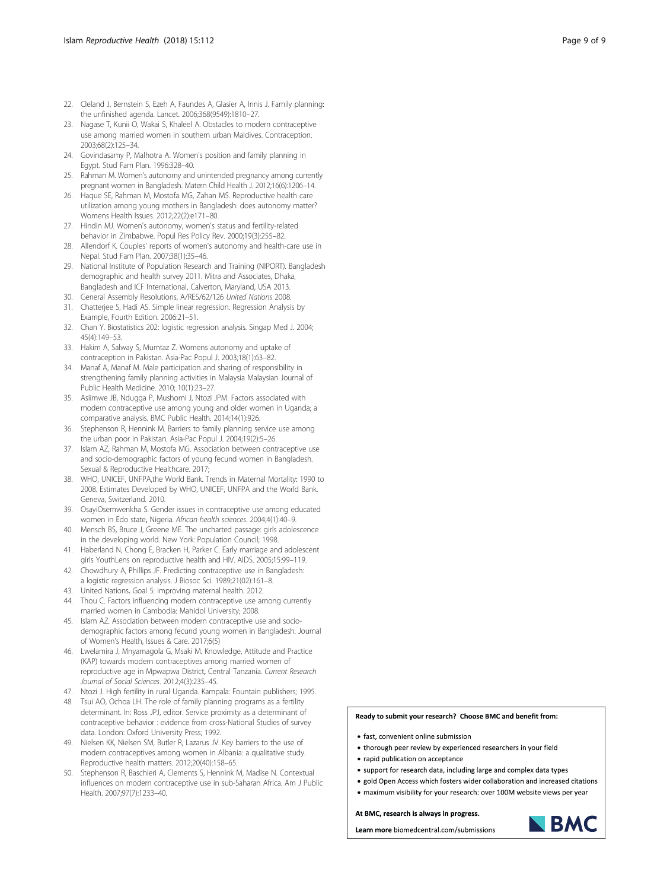22. Cleland J, Bernstein S, Ezeh A, Faundes A, Glasier A, Innis J. Family planning: the unfinished agenda. Lancet. 2006;368(9549):1810–27.
23. Nagase T, Kunii O, Wakai S, Khaleel A. Obstacles to modern contraceptive use among married women in southern urban Maldives. Contraception. 2003;68(2):125–34.
24. Govindasamy P, Malhotra A. Women's position and family planning in Egypt. Stud Fam Plan. 1996:328–40.
25. Rahman M. Women's autonomy and unintended pregnancy among currently pregnant women in Bangladesh. Matern Child Health J. 2012;16(6):1206–14.
26. Haque SE, Rahman M, Mostofa MG, Zahan MS. Reproductive health care utilization among young mothers in Bangladesh: does autonomy matter? Womens Health Issues. 2012;22(2):e171–80.
27. Hindin MJ. Women's autonomy, women's status and fertility-related behavior in Zimbabwe. Popul Res Policy Rev. 2000;19(3):255–82.
28. Allendorf K. Couples' reports of women's autonomy and health-care use in Nepal. Stud Fam Plan. 2007;38(1):35–46.
29. National Institute of Population Research and Training (NIPORT). Bangladesh demographic and health survey 2011. Mitra and Associates, Dhaka, Bangladesh and ICF International, Calverton, Maryland, USA 2013.
30. General Assembly Resolutions, A/RES/62/126 *United Nations* 2008.
31. Chatterjee S, Hadi AS. Simple linear regression. Regression Analysis by Example, Fourth Edition. 2006:21–51.
32. Chan Y. Biostatistics 202: logistic regression analysis. Singap Med J. 2004; 45(4):149–53.
33. Hakim A, Salway S, Mumtaz Z. Womens autonomy and uptake of contraception in Pakistan. Asia-Pac Popul J. 2003;18(1):63–82.
34. Manaf A, Manaf M. Male participation and sharing of responsibility in strengthening family planning activities in Malaysia Malaysian Journal of Public Health Medicine. 2010; 10(1):23–27.
35. Asiimwe JB, Ndugga P, Mushomi J, Ntozi JPM. Factors associated with modern contraceptive use among young and older women in Uganda; a comparative analysis. BMC Public Health. 2014;14(1):926.
36. Stephenson R, Hennink M. Barriers to family planning service use among the urban poor in Pakistan. Asia-Pac Popul J. 2004;19(2):5–26.
37. Islam AZ, Rahman M, Mostofa MG. Association between contraceptive use and socio-demographic factors of young fecund women in Bangladesh. Sexual & Reproductive Healthcare. 2017;
38. WHO, UNICEF, UNFPA,the World Bank. Trends in Maternal Mortality: 1990 to 2008. Estimates Developed by WHO, UNICEF, UNFPA and the World Bank. Geneva, Switzerland. 2010.
39. OsayiOsemwenkha S. Gender issues in contraceptive use among educated women in Edo state, Nigeria. *African health sciences*. 2004;4(1):40–9.
40. Mensch BS, Bruce J, Greene ME. The uncharted passage: girls adolescence in the developing world. New York: Population Council; 1998.
41. Haberland N, Chong E, Bracken H, Parker C. Early marriage and adolescent girls YouthLens on reproductive health and HIV. AIDS. 2005;15:99–119.
42. Chowdhury A, Phillips JF. Predicting contraceptive use in Bangladesh: a logistic regression analysis. J Biosoc Sci. 1989;21(02):161–8.
43. United Nations. Goal 5: improving maternal health. 2012.
44. Thou C. Factors influencing modern contraceptive use among currently married women in Cambodia: Mahidol University; 2008.
45. Islam AZ. Association between modern contraceptive use and socio-demographic factors among fecund young women in Bangladesh. Journal of Women's Health, Issues & Care. 2017;6(5)
46. Lwelamira J, Mnyamagola G, Msaki M. Knowledge, Attitude and Practice (KAP) towards modern contraceptives among married women of reproductive age in Mpwapwa District, Central Tanzania. *Current Research Journal of Social Sciences*. 2012;4(3):235–45.
47. Ntozi J. High fertility in rural Uganda. Kampala: Fountain publishers; 1995.
48. Tsui AO, Ochoa LH. The role of family planning programs as a fertility determinant. In: Ross JPJ, editor. Service proximity as a determinant of contraceptive behavior : evidence from cross-National Studies of survey data. London: Oxford University Press; 1992.
49. Nielsen KK, Nielsen SM, Butler R, Lazarus JV. Key barriers to the use of modern contraceptives among women in Albania: a qualitative study. Reproductive health matters. 2012;20(40):158–65.
50. Stephenson R, Baschieri A, Clements S, Hennink M, Madise N. Contextual influences on modern contraceptive use in sub-Saharan Africa. Am J Public Health. 2007;97(7):1233–40.

**Ready to submit your research? Choose BMC and benefit from:**

- fast, convenient online submission
- thorough peer review by experienced researchers in your field
- rapid publication on acceptance
- support for research data, including large and complex data types
- gold Open Access which fosters wider collaboration and increased citations
- maximum visibility for your research: over 100M website views per year

**At BMC, research is always in progress.**

**Learn more** biomedcentral.com/submissions

BMC